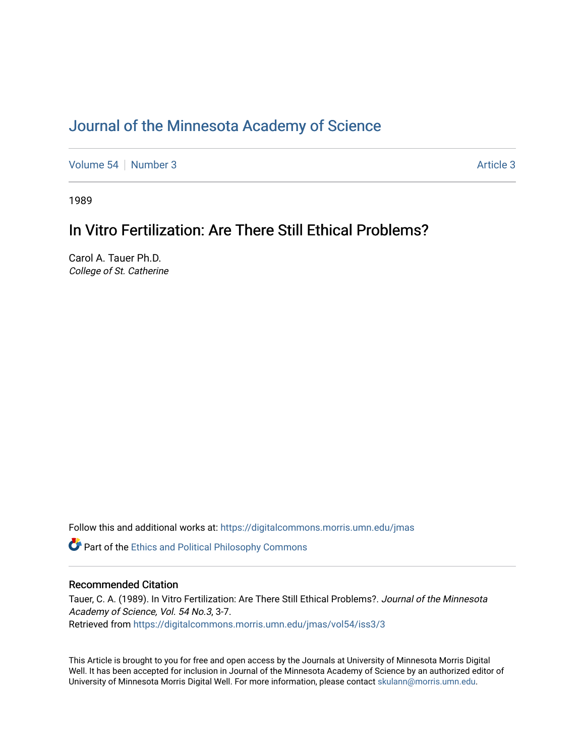# Journal of the Minnesota Academy of Science

Volume 54 | Number 3 Article 3

1989

## In Vitro Fertilization: Are There Still Ethical Problems?

Carol A. Tauer Ph.D.
*College of St. Catherine*

Follow this and additional works at: https://digitalcommons.morris.umn.edu/jmas

Part of the Ethics and Political Philosophy Commons

### Recommended Citation

Tauer, C. A. (1989). In Vitro Fertilization: Are There Still Ethical Problems?. *Journal of the Minnesota Academy of Science, Vol. 54 No.3*, 3-7.
Retrieved from https://digitalcommons.morris.umn.edu/jmas/vol54/iss3/3

This Article is brought to you for free and open access by the Journals at University of Minnesota Morris Digital Well. It has been accepted for inclusion in Journal of the Minnesota Academy of Science by an authorized editor of University of Minnesota Morris Digital Well. For more information, please contact skulann@morris.umn.edu.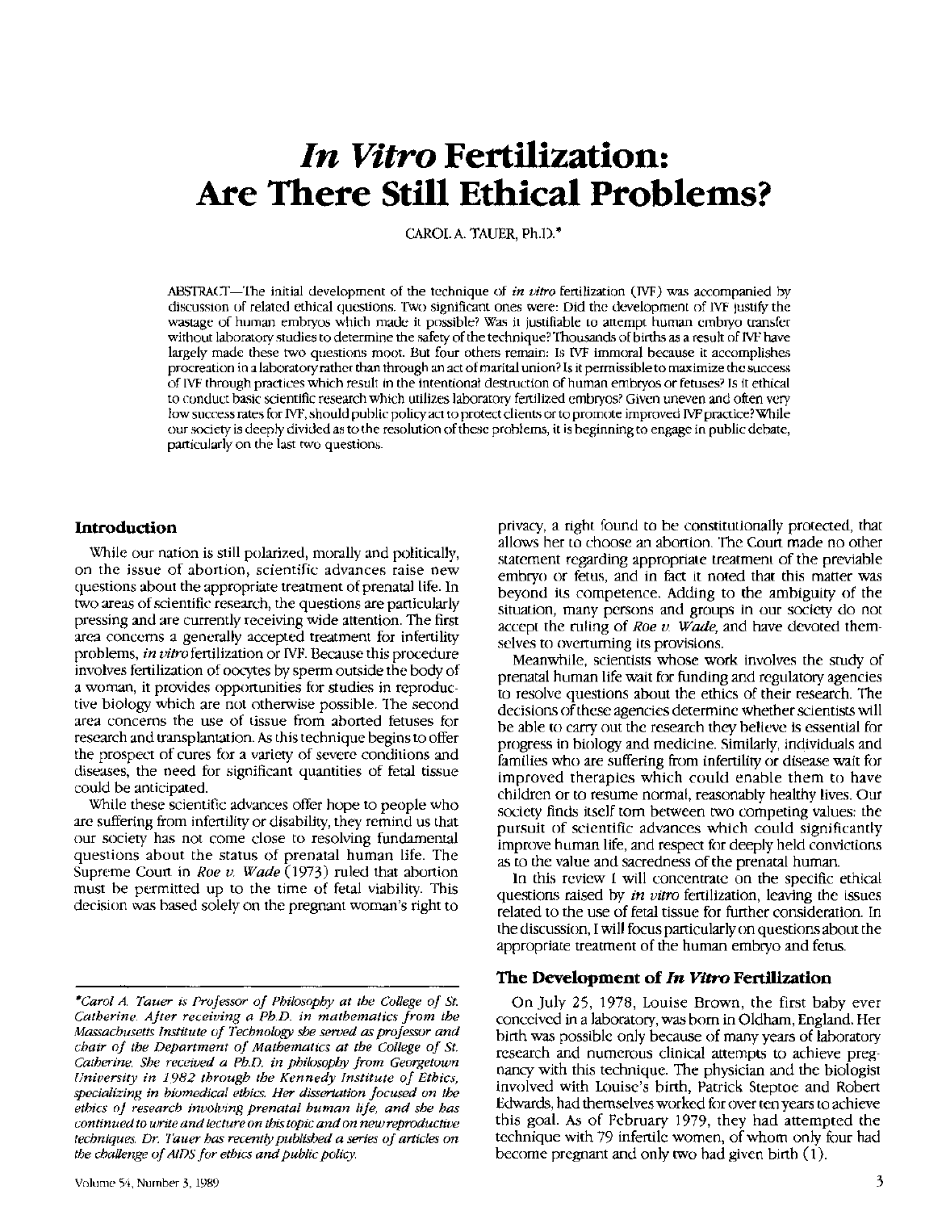# *In Vitro* Fertilization: Are There Still Ethical Problems?

CAROL A. TAUER, Ph.D.*

ABSTRACT—The initial development of the technique of *in vitro* fertilization (IVF) was accompanied by discussion of related ethical questions. Two significant ones were: Did the development of IVF justify the wastage of human embryos which made it possible? Was it justifiable to attempt human embryo transfer without laboratory studies to determine the safety of the technique? Thousands of births as a result of IVF have largely made these two questions moot. But four others remain: Is IVF immoral because it accomplishes procreation in a laboratory rather than through an act of marital union? Is it permissible to maximize the success of IVF through practices which result in the intentional destruction of human embryos or fetuses? Is it ethical to conduct basic scientific research which utilizes laboratory fertilized embryos? Given uneven and often very low success rates for IVF, should public policy act to protect clients or to promote improved IVF practice? While our society is deeply divided as to the resolution of these problems, it is beginning to engage in public debate, particularly on the last two questions.

## Introduction

While our nation is still polarized, morally and politically, on the issue of abortion, scientific advances raise new questions about the appropriate treatment of prenatal life. In two areas of scientific research, the questions are particularly pressing and are currently receiving wide attention. The first area concerns a generally accepted treatment for infertility problems, *in vitro* fertilization or IVF. Because this procedure involves fertilization of oocytes by sperm outside the body of a woman, it provides opportunities for studies in reproductive biology which are not otherwise possible. The second area concerns the use of tissue from aborted fetuses for research and transplantation. As this technique begins to offer the prospect of cures for a variety of severe conditions and diseases, the need for significant quantities of fetal tissue could be anticipated.

While these scientific advances offer hope to people who are suffering from infertility or disability, they remind us that our society has not come close to resolving fundamental questions about the status of prenatal human life. The Supreme Court in *Roe v. Wade* (1973) ruled that abortion must be permitted up to the time of fetal viability. This decision was based solely on the pregnant woman's right to privacy, a right found to be constitutionally protected, that allows her to choose an abortion. The Court made no other statement regarding appropriate treatment of the previable embryo or fetus, and in fact it noted that this matter was beyond its competence. Adding to the ambiguity of the situation, many persons and groups in our society do not accept the ruling of *Roe v. Wade*, and have devoted themselves to overturning its provisions.

Meanwhile, scientists whose work involves the study of prenatal human life wait for funding and regulatory agencies to resolve questions about the ethics of their research. The decisions of these agencies determine whether scientists will be able to carry out the research they believe is essential for progress in biology and medicine. Similarly, individuals and families who are suffering from infertility or disease wait for improved therapies which could enable them to have children or to resume normal, reasonably healthy lives. Our society finds itself torn between two competing values: the pursuit of scientific advances which could significantly improve human life, and respect for deeply held convictions as to the value and sacredness of the prenatal human.

In this review I will concentrate on the specific ethical questions raised by *in vitro* fertilization, leaving the issues related to the use of fetal tissue for further consideration. In the discussion, I will focus particularly on questions about the appropriate treatment of the human embryo and fetus.

## The Development of *In Vitro* Fertilization

On July 25, 1978, Louise Brown, the first baby ever conceived in a laboratory, was born in Oldham, England. Her birth was possible only because of many years of laboratory research and numerous clinical attempts to achieve pregnancy with this technique. The physician and the biologist involved with Louise's birth, Patrick Steptoe and Robert Edwards, had themselves worked for over ten years to achieve this goal. As of February 1979, they had attempted the technique with 79 infertile women, of whom only four had become pregnant and only two had given birth (1).

---

**Carol A. Tauer is Professor of Philosophy at the College of St. Catherine. After receiving a Ph.D. in mathematics from the Massachusetts Institute of Technology she served as professor and chair of the Department of Mathematics at the College of St. Catherine. She received a Ph.D. in philosophy from Georgetown University in 1982 through the Kennedy Institute of Ethics, specializing in biomedical ethics. Her dissertation focused on the ethics of research involving prenatal human life, and she has continued to write and lecture on this topic and on new reproductive techniques. Dr. Tauer has recently published a series of articles on the challenge of AIDS for ethics and public policy.*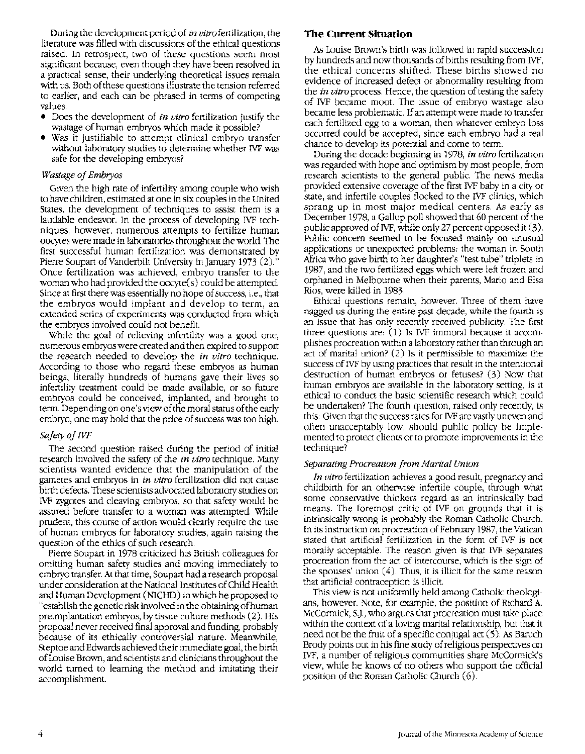During the development period of *in vitro* fertilization, the literature was filled with discussions of the ethical questions raised. In retrospect, two of these questions seem most significant because, even though they have been resolved in a practical sense, their underlying theoretical issues remain with us. Both of these questions illustrate the tension referred to earlier, and each can be phrased in terms of competing values.

- Does the development of *in vitro* fertilization justify the wastage of human embryos which made it possible?
- Was it justifiable to attempt clinical embryo transfer without laboratory studies to determine whether IVF was safe for the developing embryos?

*Wastage of Embryos*

Given the high rate of infertility among couple who wish to have children, estimated at one in six couples in the United States, the development of techniques to assist them is a laudable endeavor. In the process of developing IVF techniques, however, numerous attempts to fertilize human oocytes were made in laboratories throughout the world. The first successful human fertilization was demonstrated by Pierre Soupart of Vanderbilt University in January 1973 (2)." Once fertilization was achieved, embryo transfer to the woman who had provided the oocyte(s) could be attempted. Since at first there was essentially no hope of success, i.e., that the embryos would implant and develop to term, an extended series of experiments was conducted from which the embryos involved could not benefit.

While the goal of relieving infertility was a good one, numerous embryos were created and then expired to support the research needed to develop the *in vitro* technique. According to those who regard these embryos as human beings, literally hundreds of humans gave their lives so infertility treatment could be made available, or so future embryos could be conceived, implanted, and brought to term. Depending on one's view of the moral status of the early embryo, one may hold that the price of success was too high.

*Safety of IVF*

The second question raised during the period of initial research involved the safety of the *in vitro* technique. Many scientists wanted evidence that the manipulation of the gametes and embryos in *in vitro* fertilization did not cause birth defects. These scientists advocated laboratory studies on IVF zygotes and cleaving embryos, so that safety would be assured before transfer to a woman was attempted. While prudent, this course of action would clearly require the use of human embryos for laboratory studies, again raising the question of the ethics of such research.

Pierre Soupart in 1978 criticized his British colleagues for omitting human safety studies and moving immediately to embryo transfer. At that time, Soupart had a research proposal under consideration at the National Institutes of Child Health and Human Development (NICHD) in which he proposed to "establish the genetic risk involved in the obtaining of human preimplantation embryos, by tissue culture methods (2). His proposal never received final approval and funding, probably because of its ethically controversial nature. Meanwhile, Steptoe and Edwards achieved their immediate goal, the birth of Louise Brown, and scientists and clinicians throughout the world turned to learning the method and imitating their accomplishment.

## The Current Situation

As Louise Brown's birth was followed in rapid succession by hundreds and now thousands of births resulting from IVF, the ethical concerns shifted. These births showed no evidence of increased defect or abnormality resulting from the *in vitro* process. Hence, the question of testing the safety of IVF became moot. The issue of embryo wastage also became less problematic. If an attempt were made to transfer each fertilized egg to a woman, then whatever embryo loss occurred could be accepted, since each embryo had a real chance to develop its potential and come to term.

During the decade beginning in 1978, *in vitro* fertilization was regarded with hope and optimism by most people, from research scientists to the general public. The news media provided extensive coverage of the first IVF baby in a city or state, and infertile couples flocked to the IVF clinics, which sprang up in most major medical centers. As early as December 1978, a Gallup poll showed that 60 percent of the public approved of IVF, while only 27 percent opposed it (3). Public concern seemed to be focused mainly on unusual applications or unexpected problems: the woman in South Africa who gave birth to her daughter's "test-tube" triplets in 1987, and the two fertilized eggs which were left frozen and orphaned in Melbourne when their parents, Mario and Elsa Rios, were killed in 1983.

Ethical questions remain, however. Three of them have nagged us during the entire past decade, while the fourth is an issue that has only recently received publicity. The first three questions are: (1) Is IVF immoral because it accomplishes procreation within a laboratory rather than through an act of marital union? (2) Is it permissible to maximize the success of IVF by using practices that result in the intentional destruction of human embryos or fetuses? (3) Now that human embryos are available in the laboratory setting, is it ethical to conduct the basic scientific research which could be undertaken? The fourth question, raised only recently, is this: Given that the success rates for IVF are vastly uneven and often unacceptably low, should public policy be implemented to protect clients or to promote improvements in the technique?

*Separating Procreation from Marital Union*

*In vitro* fertilization achieves a good result, pregnancy and childbirth for an otherwise infertile couple, through what some conservative thinkers regard as an intrinsically bad means. The foremost critic of IVF on grounds that it is intrinsically wrong is probably the Roman Catholic Church. In its instruction on procreation of February 1987, the Vatican stated that artificial fertilization in the form of IVF is not morally acceptable. The reason given is that IVF separates procreation from the act of intercourse, which is the sign of the spouses' union (4). Thus, it is illicit for the same reason that artificial contraception is illicit.

This view is not uniformlly held among Catholic theologians, however. Note, for example, the position of Richard A. McCormick, S.J., who argues that procreation must take place within the context of a loving marital relationship, but that it need not be the fruit of a specific conjugal act (5). As Baruch Brody points out in his fine study of religious perspectives on IVF, a number of religious communities share McCormick's view, while he knows of no others who support the official position of the Roman Catholic Church (6).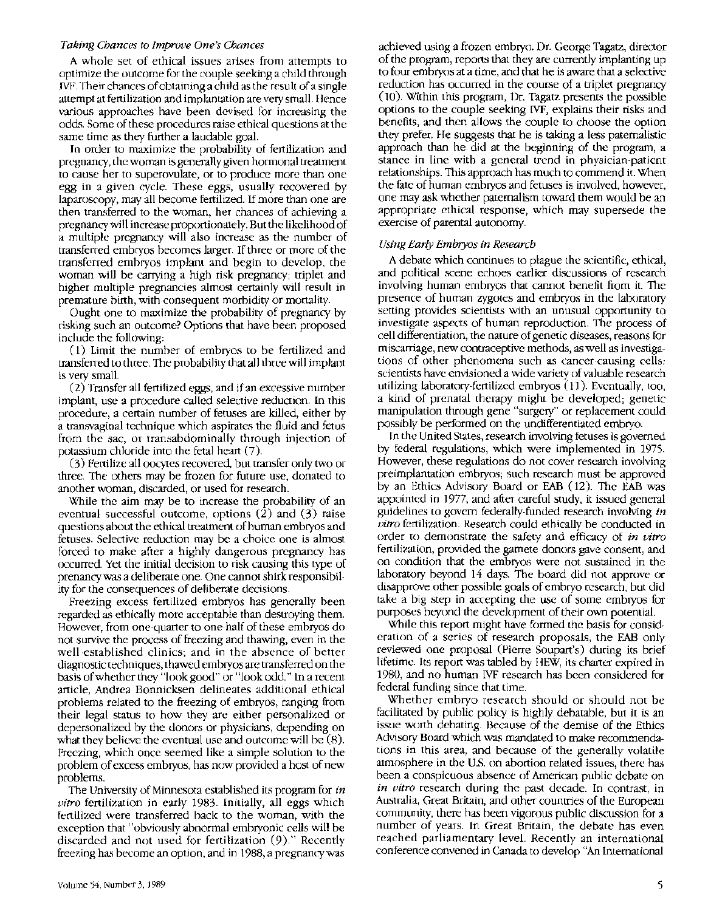### *Taking Chances to Improve One's Chances*

A whole set of ethical issues arises from attempts to optimize the outcome for the couple seeking a child through IVF. Their chances of obtaining a child as the result of a single attempt at fertilization and implantation are very small. Hence various approaches have been devised for increasing the odds. Some of these procedures raise ethical questions at the same time as they further a laudable goal.

In order to maximize the probability of fertilization and pregnancy, the woman is generally given hormonal treatment to cause her to superovulate, or to produce more than one egg in a given cycle. These eggs, usually recovered by laparoscopy, may all become fertilized. If more than one are then transferred to the woman, her chances of achieving a pregnancy will increase proportionately. But the likelihood of a multiple pregnancy will also increase as the number of transferred embryos becomes larger. If three or more of the transferred embryos implant and begin to develop, the woman will be carrying a high risk pregnancy: triplet and higher multiple pregnancies almost certainly will result in premature birth, with consequent morbidity or mortality.

Ought one to maximize the probability of pregnancy by risking such an outcome? Options that have been proposed include the following:

(1) Limit the number of embryos to be fertilized and transferred to three. The probability that all three will implant is very small.

(2) Transfer all fertilized eggs, and if an excessive number implant, use a procedure called selective reduction. In this procedure, a certain number of fetuses are killed, either by a transvaginal technique which aspirates the fluid and fetus from the sac, or transabdominally through injection of potassium chloride into the fetal heart (7).

(3) Fertilize all oocytes recovered, but transfer only two or three. The others may be frozen for future use, donated to another woman, discarded, or used for research.

While the aim may be to increase the probability of an eventual successful outcome, options (2) and (3) raise questions about the ethical treatment of human embryos and fetuses. Selective reduction may be a choice one is almost forced to make after a highly dangerous pregnancy has occurred. Yet the initial decision to risk causing this type of prenancy was a deliberate one. One cannot shirk responsibility for the consequences of deliberate decisions.

Freezing excess fertilized embryos has generally been regarded as ethically more acceptable than destroying them. However, from one-quarter to one half of these embryos do not survive the process of freezing and thawing, even in the well-established clinics; and in the absence of better diagnostic techniques, thawed embryos are transferred on the basis of whether they "look good" or "look odd." In a recent article, Andrea Bonnicksen delineates additional ethical problems related to the freezing of embryos, ranging from their legal status to how they are either personalized or depersonalized by the donors or physicians, depending on what they believe the eventual use and outcome will be (8). Freezing, which once seemed like a simple solution to the problem of excess embryos, has now provided a host of new problems.

The University of Minnesota established its program for *in vitro* fertilization in early 1983. Initially, all eggs which fertilized were transferred back to the woman, with the exception that "obviously abnormal embryonic cells will be discarded and not used for fertilization (9)." Recently freezing has become an option, and in 1988, a pregnancy was achieved using a frozen embryo. Dr. George Tagatz, director of the program, reports that they are currently implanting up to four embryos at a time, and that he is aware that a selective reduction has occurred in the course of a triplet pregnancy (10). Within this program, Dr. Tagatz presents the possible options to the couple seeking IVF, explains their risks and benefits, and then allows the couple to choose the option they prefer. He suggests that he is taking a less paternalistic approach than he did at the beginning of the program, a stance in line with a general trend in physician-patient relationships. This approach has much to commend it. When the fate of human embryos and fetuses is involved, however, one may ask whether paternalism toward them would be an appropriate ethical response, which may supersede the exercise of parental autonomy.

### *Using Early Embryos in Research*

A debate which continues to plague the scientific, ethical, and political scene echoes earlier discussions of research involving human embryos that cannot benefit from it. The presence of human zygotes and embryos in the laboratory setting provides scientists with an unusual opportunity to investigate aspects of human reproduction. The process of cell differentiation, the nature of genetic diseases, reasons for miscarriage, new contraceptive methods, as well as investigations of other phenomena such as cancer-causing cells: scientists have envisioned a wide variety of valuable research utilizing laboratory-fertilized embryos (11). Eventually, too, a kind of prenatal therapy might be developed; genetic manipulation through gene "surgery" or replacement could possibly be performed on the undifferentiated embryo.

In the United States, research involving fetuses is governed by federal regulations, which were implemented in 1975. However, these regulations do not cover research involving preimplantation embryos; such research must be approved by an Ethics Advisory Board or EAB (12). The EAB was appointed in 1977, and after careful study, it issued general guidelines to govern federally-funded research involving *in vitro* fertilization. Research could ethically be conducted in order to demonstrate the safety and efficacy of *in vitro* fertilization, provided the gamete donors gave consent, and on condition that the embryos were not sustained in the laboratory beyond 14 days. The board did not approve or disapprove other possible goals of embryo research, but did take a big step in accepting the use of some embryos for purposes beyond the development of their own potential.

While this report might have formed the basis for consideration of a series of research proposals, the EAB only reviewed one proposal (Pierre Soupart's) during its brief lifetime. Its report was tabled by HEW, its charter expired in 1980, and no human IVF research has been considered for federal funding since that time.

Whether embryo research should or should not be facilitated by public policy is highly debatable, but it is an issue worth debating. Because of the demise of the Ethics Advisory Board which was mandated to make recommendations in this area, and because of the generally volatile atmosphere in the U.S. on abortion related issues, there has been a conspicuous absence of American public debate on *in vitro* research during the past decade. In contrast, in Australia, Great Britain, and other countries of the European community, there has been vigorous public discussion for a number of years. In Great Britain, the debate has even reached parliamentary level. Recently an international conference convened in Canada to develop "An International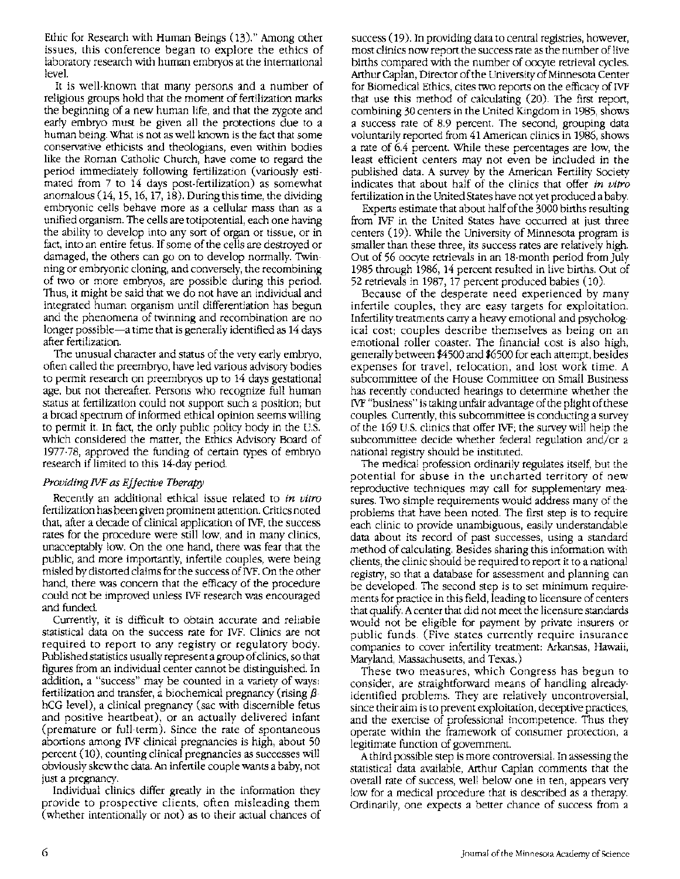Ethic for Research with Human Beings (13)." Among other issues, this conference began to explore the ethics of laboratory research with human embryos at the international level.

It is well-known that many persons and a number of religious groups hold that the moment of fertilization marks the beginning of a new human life, and that the zygote and early embryo must be given all the protections due to a human being. What is not as well known is the fact that some conservative ethicists and theologians, even within bodies like the Roman Catholic Church, have come to regard the period immediately following fertilization (variously estimated from 7 to 14 days post-fertilization) as somewhat anomalous (14, 15, 16, 17, 18). During this time, the dividing embryonic cells behave more as a cellular mass than as a unified organism. The cells are totipotential, each one having the ability to develop into any sort of organ or tissue, or in fact, into an entire fetus. If some of the cells are destroyed or damaged, the others can go on to develop normally. Twinning or embryonic cloning, and conversely, the recombining of two or more embryos, are possible during this period. Thus, it might be said that we do not have an individual and integrated human organism until differentiation has begun and the phenomena of twinning and recombination are no longer possible—a time that is generally identified as 14 days after fertilization.

The unusual character and status of the very early embryo, often called the preembryo, have led various advisory bodies to permit research on preembryos up to 14 days gestational age, but not thereafter. Persons who recognize full human status at fertilization could not support such a position; but a broad spectrum of informed ethical opinion seems willing to permit it. In fact, the only public policy body in the U.S. which considered the matter, the Ethics Advisory Board of 1977-78, approved the funding of certain types of embryo research if limited to this 14-day period.

*Providing IVF as Effective Therapy*

Recently an additional ethical issue related to *in vitro* fertilization has been given prominent attention. Critics noted that, after a decade of clinical application of IVF, the success rates for the procedure were still low, and in many clinics, unacceptably low. On the one hand, there was fear that the public, and more importantly, infertile couples, were being misled by distorted claims for the success of IVF. On the other hand, there was concern that the efficacy of the procedure could not be improved unless IVF research was encouraged and funded.

Currently, it is difficult to obtain accurate and reliable statistical data on the success rate for IVF. Clinics are not required to report to any registry or regulatory body. Published statistics usually represent a group of clinics, so that figures from an individual center cannot be distinguished. In addition, a "success" may be counted in a variety of ways: fertilization and transfer, a biochemical pregnancy (rising $\beta$-hCG level), a clinical pregnancy (sac with discernible fetus and positive heartbeat), or an actually delivered infant (premature or full-term). Since the rate of spontaneous abortions among IVF clinical pregnancies is high, about 50 percent (10), counting clinical pregnancies as successes will obviously skew the data. An infertile couple wants a baby, not just a pregnancy.

Individual clinics differ greatly in the information they provide to prospective clients, often misleading them (whether intentionally or not) as to their actual chances of success (19). In providing data to central registries, however, most clinics now report the success rate as the number of live births compared with the number of oocyte retrieval cycles. Arthur Caplan, Director of the University of Minnesota Center for Biomedical Ethics, cites two reports on the efficacy of IVF that use this method of calculating (20). The first report, combining 30 centers in the United Kingdom in 1985, shows a success rate of 8.9 percent. The second, grouping data voluntarily reported from 41 American clinics in 1986, shows a rate of 6.4 percent. While these percentages are low, the least efficient centers may not even be included in the published data. A survey by the American Fertility Society indicates that about half of the clinics that offer *in vitro* fertilization in the United States have not yet produced a baby.

Experts estimate that about half of the 3000 births resulting from IVF in the United States have occurred at just three centers (19). While the University of Minnesota program is smaller than these three, its success rates are relatively high. Out of 56 oocyte retrievals in an 18-month period from July 1985 through 1986, 14 percent resulted in live births. Out of 52 retrievals in 1987, 17 percent produced babies (10).

Because of the desperate need experienced by many infertile couples, they are easy targets for exploitation. Infertility treatments carry a heavy emotional and psychological cost; couples describe themselves as being on an emotional roller coaster. The financial cost is also high, generally between $4500 and $6500 for each attempt, besides expenses for travel, relocation, and lost work time. A subcommittee of the House Committee on Small Business has recently conducted hearings to determine whether the IVF "business" is taking unfair advantage of the plight of these couples. Currently, this subcommittee is conducting a survey of the 169 U.S. clinics that offer IVF; the survey will help the subcommittee decide whether federal regulation and/or a national registry should be instituted.

The medical profession ordinarily regulates itself, but the potential for abuse in the uncharted territory of new reproductive techniques may call for supplementary measures. Two simple requirements would address many of the problems that have been noted. The first step is to require each clinic to provide unambiguous, easily understandable data about its record of past successes, using a standard method of calculating. Besides sharing this information with clients, the clinic should be required to report it to a national registry, so that a database for assessment and planning can be developed. The second step is to set minimum requirements for practice in this field, leading to licensure of centers that qualify. A center that did not meet the licensure standards would not be eligible for payment by private insurers or public funds. (Five states currently require insurance companies to cover infertility treatment: Arkansas, Hawaii, Maryland, Massachusetts, and Texas.)

These two measures, which Congress has begun to consider, are straightforward means of handling already-identified problems. They are relatively uncontroversial, since their aim is to prevent exploitation, deceptive practices, and the exercise of professional incompetence. Thus they operate within the framework of consumer protection, a legitimate function of government.

A third possible step is more controversial. In assessing the statistical data available, Arthur Caplan comments that the overall rate of success, well below one in ten, appears very low for a medical procedure that is described as a therapy. Ordinarily, one expects a better chance of success from a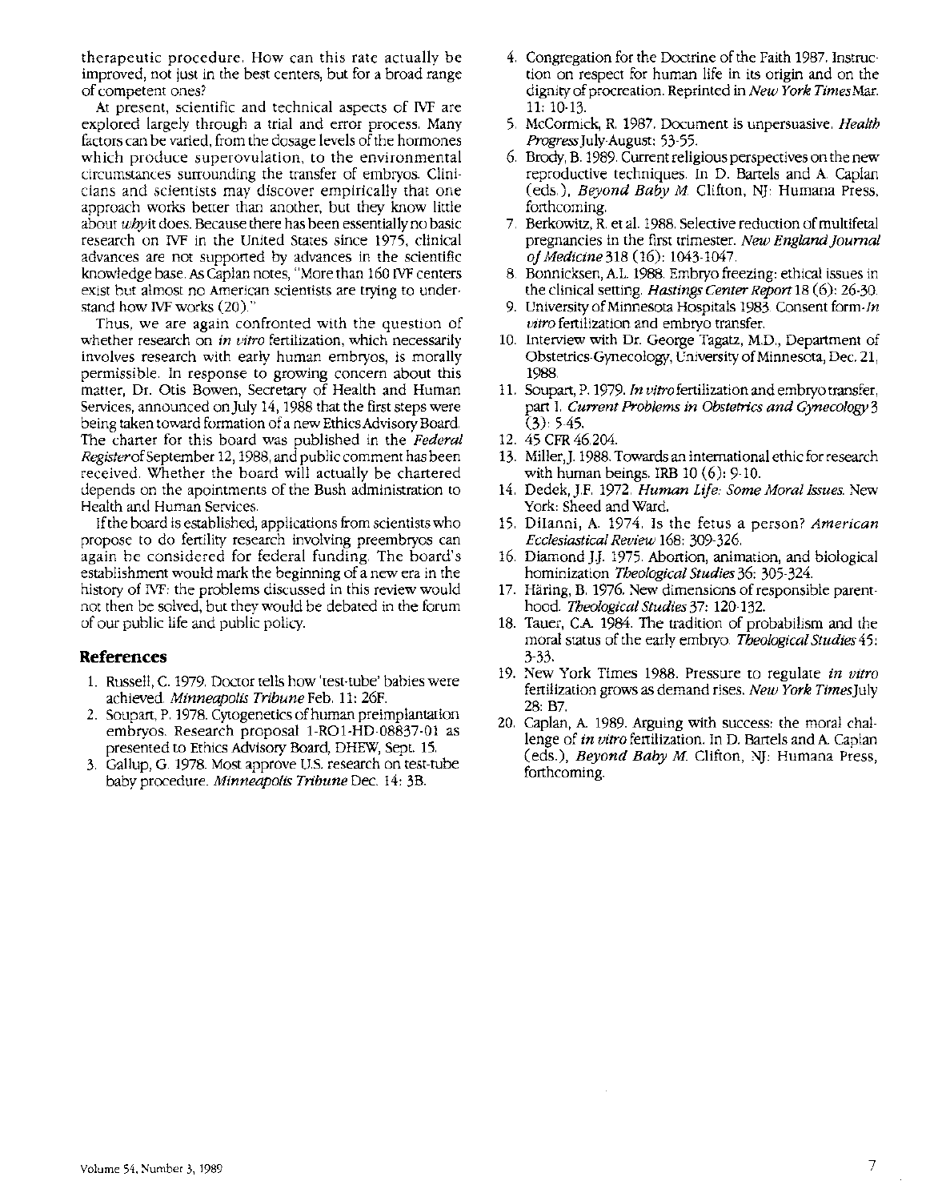therapeutic procedure. How can this rate actually be improved, not just in the best centers, but for a broad range of competent ones?

At present, scientific and technical aspects of IVF are explored largely through a trial and error process. Many factors can be varied, from the dosage levels of the hormones which produce superovulation, to the environmental circumstances surrounding the transfer of embryos. Clinicians and scientists may discover empirically that one approach works better than another, but they know little about *why* it does. Because there has been essentially no basic research on IVF in the United States since 1975, clinical advances are not supported by advances in the scientific knowledge base. As Caplan notes, "More than 160 IVF centers exist but almost no American scientists are trying to understand how IVF works (20)."

Thus, we are again confronted with the question of whether research on *in vitro* fertilization, which necessarily involves research with early human embryos, is morally permissible. In response to growing concern about this matter, Dr. Otis Bowen, Secretary of Health and Human Services, announced on July 14, 1988 that the first steps were being taken toward formation of a new Ethics Advisory Board. The charter for this board was published in the *Federal Register* of September 12, 1988, and public comment has been received. Whether the board will actually be chartered depends on the apointments of the Bush administration to Health and Human Services.

If the board is established, applications from scientists who propose to do fertility research involving preembryos can again be considered for federal funding. The board's establishment would mark the beginning of a new era in the history of IVF: the problems discussed in this review would not then be solved, but they would be debated in the forum of our public life and public policy.

## References

1. Russell, C. 1979. Doctor tells how 'test-tube' babies were achieved. *Minneapolis Tribune* Feb. 11: 26F.
2. Soupart, P. 1978. Cytogenetics of human preimplantation embryos. Research proposal 1-RO1-HD-08837-01 as presented to Ethics Advisory Board, DHEW, Sept. 15.
3. Gallup, G. 1978. Most approve U.S. research on test-tube baby procedure. *Minneapolis Tribune* Dec. 14: 3B.
4. Congregation for the Doctrine of the Faith 1987. Instruction on respect for human life in its origin and on the dignity of procreation. Reprinted in *New York Times* Mar. 11: 10-13.
5. McCormick, R. 1987. Document is unpersuasive. *Health Progress* July-August: 53-55.
6. Brody, B. 1989. Current religious perspectives on the new reproductive techniques. In D. Bartels and A. Caplan (eds.), *Beyond Baby M.* Clifton, NJ: Humana Press, forthcoming.
7. Berkowitz, R. et al. 1988. Selective reduction of multifetal pregnancies in the first trimester. *New England Journal of Medicine* 318 (16): 1043-1047.
8. Bonnicksen, A.L. 1988. Embryo freezing: ethical issues in the clinical setting. *Hastings Center Report* 18 (6): 26-30.
9. University of Minnesota Hospitals 1983. Consent form-*In vitro* fertilization and embryo transfer.
10. Interview with Dr. George Tagatz, M.D., Department of Obstetrics-Gynecology, University of Minnesota, Dec. 21, 1988.
11. Soupart, P. 1979. *In vitro* fertilization and embryo transfer, part I. *Current Problems in Obstetrics and Gynecology* 3 (3): 5-45.
12. 45 CFR 46.204.
13. Miller, J. 1988. Towards an international ethic for research with human beings. IRB 10 (6): 9-10.
14. Dedek, J.F. 1972. *Human Life: Some Moral Issues.* New York: Sheed and Ward.
15. DiIanni, A. 1974. Is the fetus a person? *American Ecclesiastical Review* 168: 309-326.
16. Diamond J.J. 1975. Abortion, animation, and biological hominization *Theological Studies* 36: 305-324.
17. Häring, B. 1976. New dimensions of responsible parenthood. *Theological Studies* 37: 120-132.
18. Tauer, C.A. 1984. The tradition of probabilism and the moral status of the early embryo. *Theological Studies* 45: 3-33.
19. New York Times 1988. Pressure to regulate *in vitro* fertilization grows as demand rises. *New York Times* July 28: B7.
20. Caplan, A. 1989. Arguing with success: the moral challenge of *in vitro* fertilization. In D. Bartels and A. Caplan (eds.), *Beyond Baby M.* Clifton, NJ: Humana Press, forthcoming.